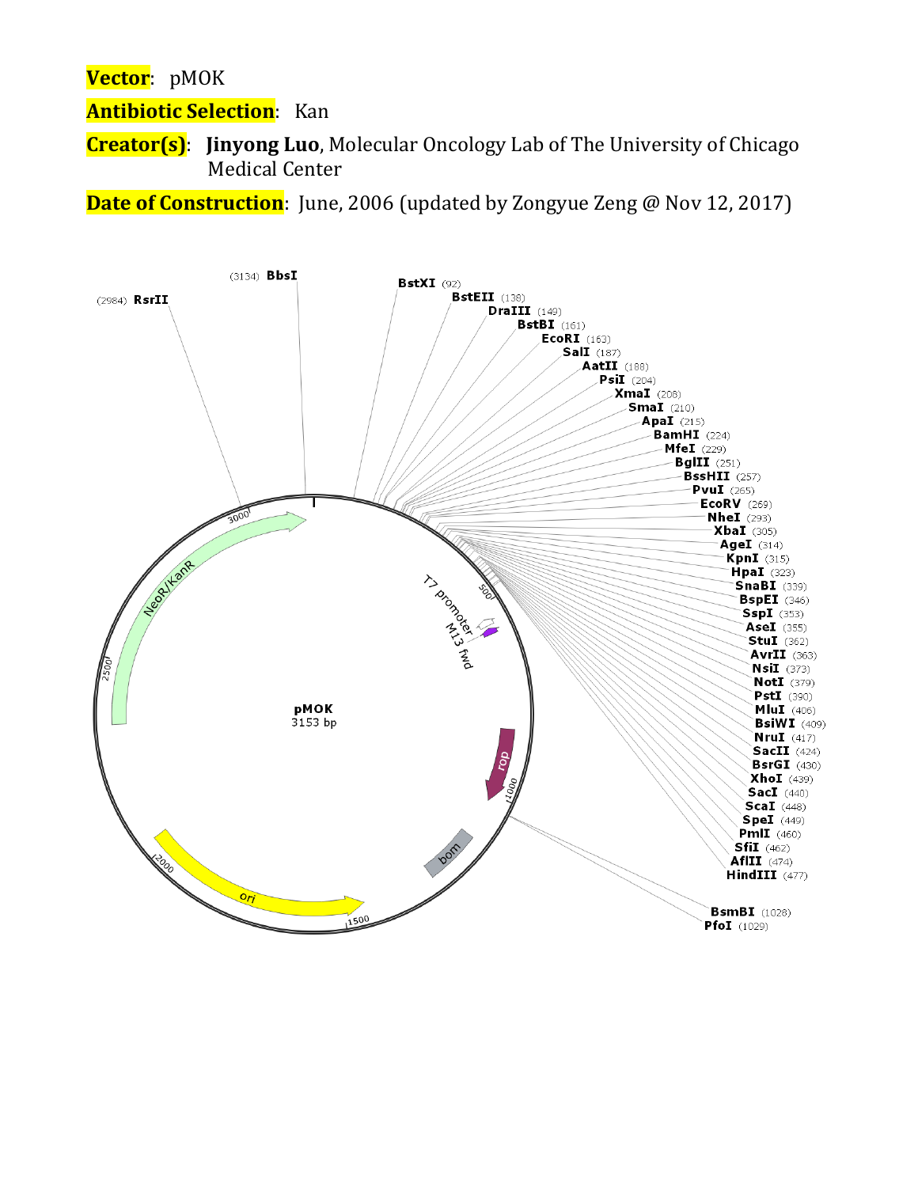**Vector**: pMOK

**Antibiotic Selection**: Kan

**Creator(s)**: **Jinyong Luo**, Molecular Oncology Lab of The University of Chicago Medical Center

**Date of Construction**: June, 2006 (updated by Zongyue Zeng @ Nov 12, 2017)

pMOK
3153 bp

(3134) BbsI
(2984) RsrII
BstXI (92)
BstEII (138)
DraIII (149)
BstBI (161)
EcoRI (163)
SalI (187)
AatII (188)
PsiI (204)
XmaI (208)
SmaI (210)
ApaI (215)
BamHI (224)
MfeI (229)
BglII (251)
BssHII (257)
PvuI (265)
EcoRV (269)
NheI (293)
XbaI (305)
AgeI (314)
KpnI (315)
HpaI (323)
SnaBI (339)
BspEI (346)
SspI (353)
AseI (355)
StuI (362)
AvrII (363)
NsiI (373)
NotI (379)
PstI (390)
MluI (406)
BsiWI (409)
NruI (417)
SacII (424)
BsrGI (430)
XhoI (439)
SacI (440)
ScaI (448)
SpeI (449)
PmlI (460)
SfiI (462)
AflII (474)
HindIII (477)
BsmBI (1028)
PfoI (1029)

T7 promoter
M13 fwd
rop
bom
ori
NeoR/KanR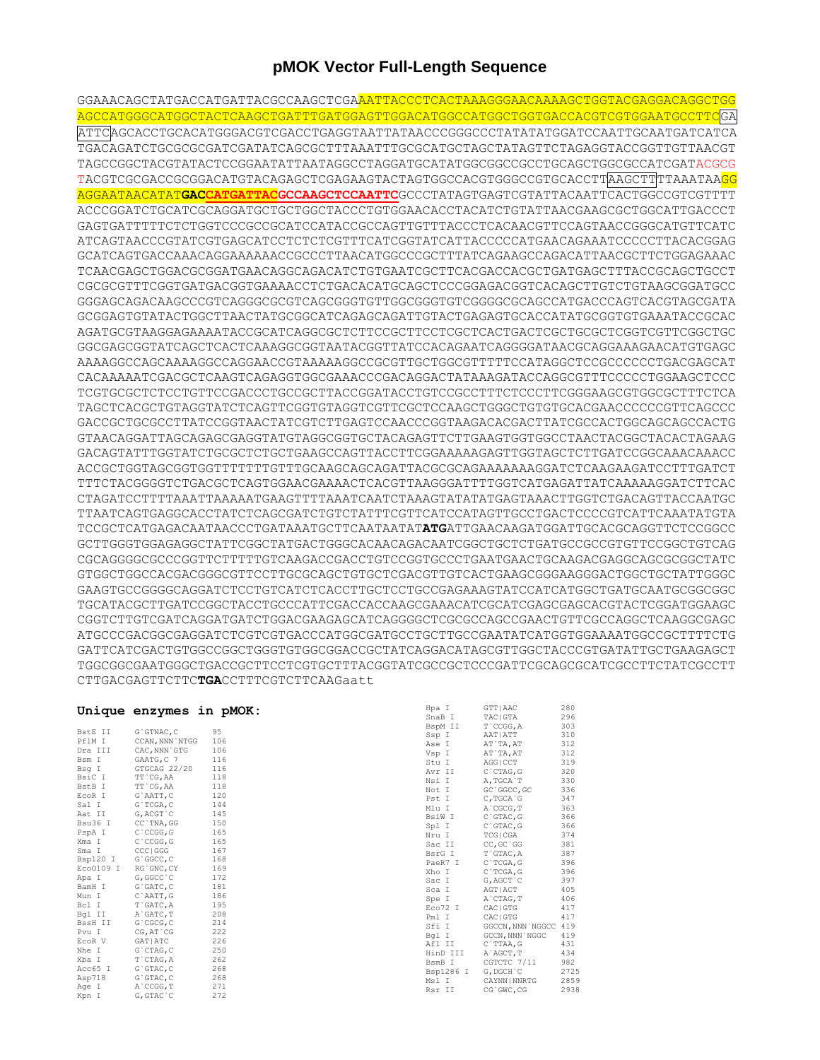# pMOK Vector Full-Length Sequence

```
GGAAACAGCTATGACCATGATTACGCCAAGCTCGAAATTACCCTCACTAAAGGGAACAAAAGCTGGTACGAGGACAGGCTGG
AGCCATGGGCATGGCTACTCAAGCTGATTTGATGGAGTTGGACATGGCCATGGCTGGTGACCACGTCGTGGAATGCCTTCGA
ATTCAGCACCTGCACATGGGACGTCGACCTGAGGTAATTATAACCCGGGCCCTATATATGGATCCAATTGCAATGATCATCA
TGACAGATCTGCGCGCGATCGATATCAGCGCTTTAAATTTGCGCATGCTAGCTATAGTTCTAGAGGTACCGGTTGTTAACGT
TAGCCGGCTACGTATACTCCGGAATATTAATAGGCCTAGGATGCATATGGCGGCCGCCTGCAGCTGGCGCCATCGATACGCG
TACGTCGCGACCGCGGACATGTACAGAGCTCGAGAAGTACTAGTGGCCACGTGGGCCGTGCACCTTAAGCTTTTAAATAAGG
AGGAATAACATATGACCATGATTACGCCAAGCTCCAATTCGCCCTATAGTGAGTCGTATTACAATTCACTGGCCGTCGTTTT
ACCCGGATCTGCATCGCAGGATGCTGCTGGCTACCCTGTGGAACACCTACATCTGTATTAACGAAGCGCTGGCATTGACCCT
GAGTGATTTTTCTCTGGTCCCGCCGCATCCATACCGCCAGTTGTTTACCCTCACAACGTTCCAGTAACCGGGCATGTTCATC
ATCAGTAACCCGTATCGTGAGCATCCTCTCTCGTTTCATCGGTATCATTACCCCCATGAACAGAAATCCCCCTTACACGGAG
GCATCAGTGACCAAACAGGAAAAAACCGCCCTTAACATGGCCCGCTTTATCAGAAGCCAGACATTAACGCTTCTGGAGAAAC
TCAACGAGCTGGACGCGGATGAACAGGCAGACATCTGTGAATCGCTTCACGACCACGCTGATGAGCTTTACCGCAGCTGCCT
CGCGCGTTTCGGTGATGACGGTGAAAACCTCTGACACATGCAGCTCCCGGAGACGGTCACAGCTTGTCTGTAAGCGGATGCC
GGGAGCAGACAAGCCCGTCAGGGCGCGTCAGCGGGTGTTGGCGGGTGTCGGGGCGCAGCCATGACCCAGTCACGTAGCGATA
GCGGAGTGTATACTGGCTTAACTATGCGGCATCAGAGCAGATTGTACTGAGAGTGCACCATATGCGGTGTGAAATACCGCAC
AGATGCGTAAGGAGAAAATACCGCATCAGGCGCTCTTCCGCTTCCTCGCTCACTGACTCGCTGCGCTCGGTCGTTCGGCTGC
GGCGAGCGGTATCAGCTCACTCAAAGGCGGTAATACGGTTATCCACAGAATCAGGGGATAACGCAGGAAAGAACATGTGAGC
AAAAGGCCAGCAAAAGGCCAGGAACCGTAAAAAGGCCGCGTTGCTGGCGTTTTTCCATAGGCTCCGCCCCCCTGACGAGCAT
CACAAAAATCGACGCTCAAGTCAGAGGTGGCGAAACCCGACAGGACTATAAAGATACCAGGCGTTTCCCCCTGGAAGCTCCC
TCGTGCGCTCTCCTGTTCCGACCCTGCCGCTTACCGGATACCTGTCCGCCTTTCTCCCTTCGGGAAGCGTGGCGCTTTCTCA
TAGCTCACGCTGTAGGTATCTCAGTTCGGTGTAGGTCGTTCGCTCCAAGCTGGGCTGTGTGCACGAACCCCCCGTTCAGCCC
GACCGCTGCGCCTTATCCGGTAACTATCGTCTTGAGTCCAACCCGGTAAGACACGACTTATCGCCACTGGCAGCAGCCACTG
GTAACAGGATTAGCAGAGCGAGGTATGTAGGCGGTGCTACAGAGTTCTTGAAGTGGTGGCCTAACTACGGCTACACTAGAAG
GACAGTATTTGGTATCTGCGCTCTGCTGAAGCCAGTTACCTTCGGAAAAAGAGTTGGTAGCTCTTGATCCGGCAAACAAACC
ACCGCTGGTAGCGGTGGTTTTTTTGTTTGCAAGCAGCAGATTACGCGCAGAAAAAAAGGATCTCAAGAAGATCCTTTGATCT
TTTCTACGGGGTCTGACGCTCAGTGGAACGAAAACTCACGTTAAGGGATTTTGGTCATGAGATTATCAAAAAGGATCTTCAC
CTAGATCCTTTTAAATTAAAAATGAAGTTTTAAATCAATCTAAAGTATATATGAGTAAACTTGGTCTGACAGTTACCAATGC
TTAATCAGTGAGGCACCTATCTCAGCGATCTGTCTATTTCGTTCATCCATAGTTGCCTGACTCCCCGTCATTCAAATATGTA
TCCGCTCATGAGACAATAACCCTGATAAATGCTTCAATAATATATGATTGAACAAGATGGATTGCACGCAGGTTCTCCGGCC
GCTTGGGTGGAGAGGCTATTCGGCTATGACTGGGCACAACAGACAATCGGCTGCTCTGATGCCGCCGTGTTCCGGCTGTCAG
CGCAGGGGCGCCCGGTTCTTTTTGTCAAGACCGACCTGTCCGGTGCCCTGAATGAACTGCAAGACGAGGCAGCGCGGCTATC
GTGGCTGGCCACGACGGGCGTTCCTTGCGCAGCTGTGCTCGACGTTGTCACTGAAGCGGGAAGGGACTGGCTGCTATTGGGC
GAAGTGCCGGGGCAGGATCTCCTGTCATCTCACCTTGCTCCTGCCGAGAAAGTATCCATCATGGCTGATGCAATGCGGCGGC
TGCATACGCTTGATCCGGCTACCTGCCCATTCGACCACCAAGCGAAACATCGCATCGAGCGAGCACGTACTCGGATGGAAGC
CGGTCTTGTCGATCAGGATGATCTGGACGAAGAGCATCAGGGGCTCGCGCCAGCCGAACTGTTCGCCAGGCTCAAGGCGAGC
ATGCCCGACGGCGAGGATCTCGTCGTGACCCATGGCGATGCCTGCTTGCCGAATATCATGGTGGAAAATGGCCGCTTTTCTG
GATTCATCGACTGTGGCCGGCTGGGTGTGGCGGACCGCTATCAGGACATAGCGTTGGCTACCCGTGATATTGCTGAAGAGCT
TGGCGGCGAATGGGCTGACCGCTTCCTCGTGCTTTACGGTATCGCCGCTCCCGATTCGCAGCGCATCGCCTTCTATCGCCTT
CTTGACGAGTTCTTCTGACCTTTCGTCTTCAAGaatt
```

## Unique enzymes in pMOK:

| Enzyme | Site | Position |
|---|---|---|
| BstE II | G`GTNAC,C | 95 |
| PflM I | CCAN,NNN`NTGG | 106 |
| Dra III | CAC,NNN`GTG | 106 |
| Bsm I | GAATG,C 7 | 116 |
| Bsg I | GTGCAG 22/20 | 116 |
| BsiC I | TT`CG,AA | 118 |
| BstB I | TT`CG,AA | 118 |
| EcoR I | G`AATT,C | 120 |
| Sal I | G`TCGA,C | 144 |
| Aat II | G,ACGT`C | 145 |
| Bsu36 I | CC`TNA,GG | 150 |
| PspA I | C`CCGG,G | 165 |
| Xma I | C`CCGG,G | 165 |
| Sma I | CCC\|GGG | 167 |
| Bsp120 I | G`GGCC,C | 168 |
| EcoO109 I | RG`GNC,CY | 169 |
| Apa I | G,GGCC`C | 172 |
| BamH I | G`GATC,C | 181 |
| Mun I | C`AATT,G | 186 |
| Bcl I | T`GATC,A | 195 |
| Bgl II | A`GATC,T | 208 |
| BssH II | G`CGCG,C | 214 |
| Pvu I | CG,AT`CG | 222 |
| EcoR V | GAT\|ATC | 226 |
| Nhe I | G`CTAG,C | 250 |
| Xba I | T`CTAG,A | 262 |
| Acc65 I | G`GTAC,C | 268 |
| Asp718 | G`GTAC,C | 268 |
| Age I | A`CCGG,T | 271 |
| Kpn I | G,GTAC`C | 272 |
| Hpa I | GTT\|AAC | 280 |
| SnaB I | TAC\|GTA | 296 |
| BspM II | T`CCGG,A | 303 |
| Ssp I | AAT\|ATT | 310 |
| Ase I | AT`TA,AT | 312 |
| Vsp I | AT`TA,AT | 312 |
| Stu I | AGG\|CCT | 319 |
| Avr II | C`CTAG,G | 320 |
| Nsi I | A,TGCA`T | 330 |
| Not I | GC`GGCC,GC | 336 |
| Pst I | C,TGCA`G | 347 |
| Mlu I | A`CGCG,T | 363 |
| BsiW I | C`GTAC,G | 366 |
| Spl I | C`GTAC,G | 366 |
| Nru I | TCG\|CGA | 374 |
| Sac II | CC,GC`GG | 381 |
| BsrG I | T`GTAC,A | 387 |
| PaeR7 I | C`TCGA,G | 396 |
| Xho I | C`TCGA,G | 396 |
| Sac I | G,AGCT`C | 397 |
| Sca I | AGT\|ACT | 405 |
| Spe I | A`CTAG,T | 406 |
| Eco72 I | CAC\|GTG | 417 |
| Pml I | CAC\|GTG | 417 |
| Sfi I | GGCCN,NNN`NGGCC | 419 |
| Bgl I | GCCN,NNN`NGGC | 419 |
| Afl II | C`TTAA,G | 431 |
| HinD III | A`AGCT,T | 434 |
| BsmB I | CGTCTC 7/11 | 982 |
| Bsp1286 I | G,DGCH`C | 2725 |
| Msl I | CAYNN\|NNRTG | 2859 |
| Rsr II | CG`GWC,CG | 2938 |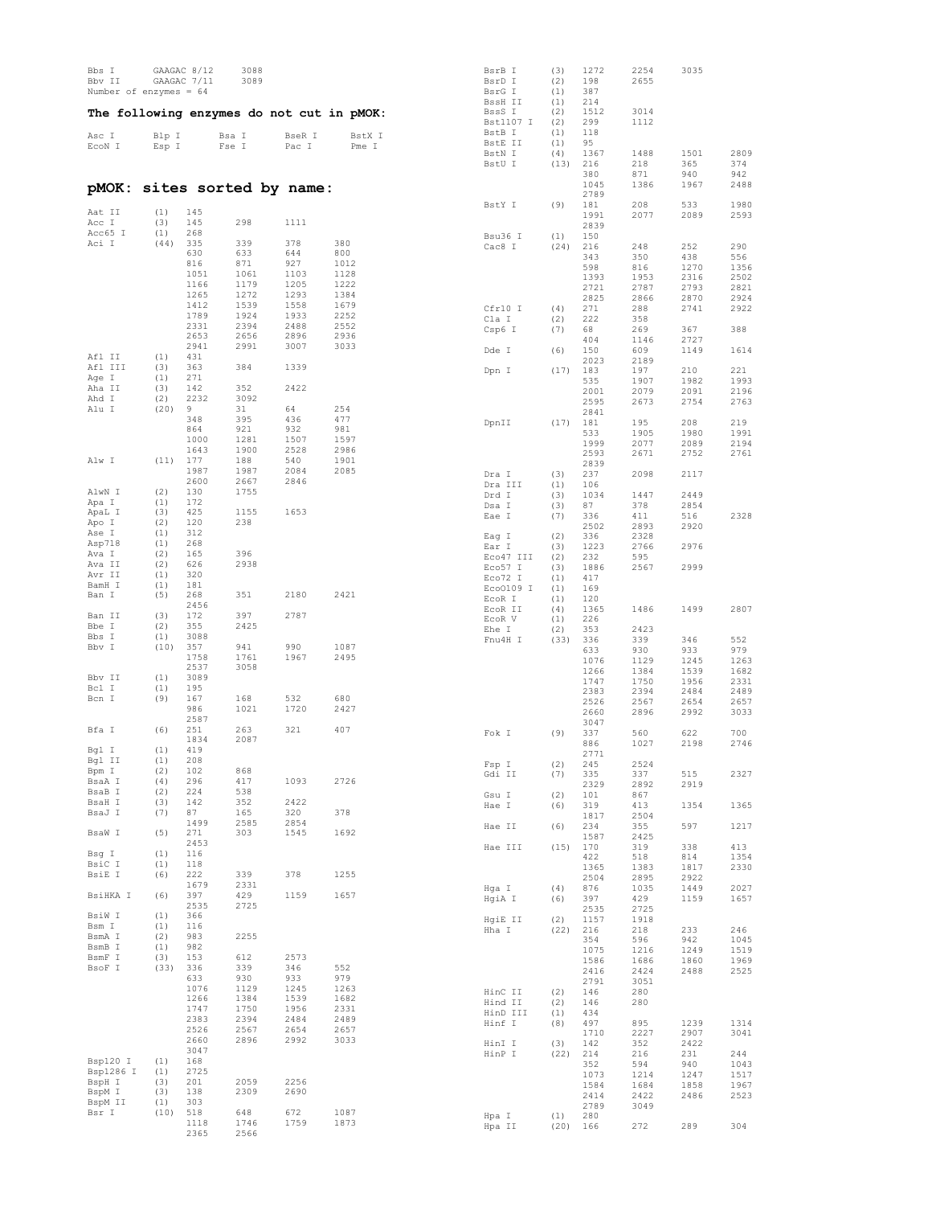```
Bbs I      GAAGAC 8/12     3088
Bbv II     GAAGAC 7/11     3089
Number of enzymes = 64
```

### The following enzymes do not cut in pMOK:

| Asc I | Blp I | Bsa I | BseR I | BstX I |
|---|---|---|---|---|
| EcoN I | Esp I | Fse I | Pac I | Pme I |

## pMOK: sites sorted by name:

```
Aat II     (1)   145
Acc I      (3)   145     298     1111
Acc65 I    (1)   268
Aci I      (44)  335     339     378     380
                 630     633     644     800
                 816     871     927     1012
                 1051    1061    1103    1128
                 1166    1179    1205    1222
                 1265    1272    1293    1384
                 1412    1539    1558    1679
                 1789    1924    1933    2252
                 2331    2394    2488    2552
                 2653    2656    2896    2936
                 2941    2991    3007    3033
Afl II     (1)   431
Afl III    (3)   363     384     1339
Age I      (1)   271
Aha II     (3)   142     352     2422
Ahd I      (2)   2232    3092
Alu I      (20)  9       31      64      254
                 348     395     436     477
                 864     921     932     981
                 1000    1281    1507    1597
                 1643    1900    2528    2986
Alw I      (11)  177     188     540     1901
                 1987    1987    2084    2085
                 2600    2667    2846
AlwN I     (2)   130     1755
Apa I      (1)   172
ApaL I     (3)   425     1155    1653
Apo I      (2)   120     238
Ase I      (1)   312
Asp718     (1)   268
Ava I      (2)   165     396
Ava II     (2)   626     2938
Avr II     (1)   320
BamH I     (1)   181
Ban I      (5)   268     351     2180    2421
                 2456
Ban II     (3)   172     397     2787
Bbe I      (2)   355     2425
Bbs I      (1)   3088
Bbv I      (10)  357     941     990     1087
                 1758    1761    1967    2495
                 2537    3058
Bbv II     (1)   3089
Bcl I      (1)   195
Bcn I      (9)   167     168     532     680
                 986     1021    1720    2427
                 2587
Bfa I      (6)   251     263     321     407
                 1834    2087
Bgl I      (1)   419
Bgl II     (1)   208
Bpm I      (2)   102     868
BsaA I     (4)   296     417     1093    2726
BsaB I     (2)   224     538
BsaH I     (3)   142     352     2422
BsaJ I     (7)   87      165     320     378
                 1499    2585    2854
BsaW I     (5)   271     303     1545    1692
                 2453
Bsg I      (1)   116
BsiC I     (1)   118
BsiE I     (6)   222     339     378     1255
                 1679    2331
BsiHKA I   (6)   397     429     1159    1657
                 2535    2725
BsiW I     (1)   366
Bsm I      (1)   116
BsmA I     (2)   983     2255
BsmB I     (1)   982
BsmF I     (3)   153     612     2573
BsoF I     (33)  336     339     346     552
                 633     930     933     979
                 1076    1129    1245    1263
                 1266    1384    1539    1682
                 1747    1750    1956    2331
                 2383    2394    2484    2489
                 2526    2567    2654    2657
                 2660    2896    2992    3033
                 3047
Bsp120 I   (1)   168
Bsp1286 I  (1)   2725
BspH I     (3)   201     2059    2256
BspM I     (3)   138     2309    2690
BspM II    (1)   303
Bsr I      (10)  518     648     672     1087
                 1118    1746    1759    1873
                 2365    2566
BsrB I     (3)   1272    2254    3035
BsrD I     (2)   198     2655
BsrG I     (1)   387
BssH II    (1)   214
BssS I     (2)   1512    3014
Bst1107 I  (2)   299     1112
BstB I     (1)   118
BstE II    (1)   95
BstN I     (4)   1367    1488    1501    2809
BstU I     (13)  216     218     365     374
                 380     871     940     942
                 1045    1386    1967    2488
                 2789
BstY I     (9)   181     208     533     1980
                 1991    2077    2089    2593
                 2839
Bsu36 I    (1)   150
Cac8 I     (24)  216     248     252     290
                 343     350     438     556
                 598     816     1270    1356
                 1393    1953    2316    2502
                 2721    2787    2793    2821
                 2825    2866    2870    2924
Cfr10 I    (4)   271     288     2741    2922
Cla I      (2)   222     358
Csp6 I     (7)   68      269     367     388
                 404     1146    2727
Dde I      (6)   150     609     1149    1614
                 2023    2189
Dpn I      (17)  183     197     210     221
                 535     1907    1982    1993
                 2001    2079    2091    2196
                 2595    2673    2754    2763
                 2841
DpnII      (17)  181     195     208     219
                 533     1905    1980    1991
                 1999    2077    2089    2194
                 2593    2671    2752    2761
                 2839
Dra I      (3)   237     2098    2117
Dra III    (1)   106
Drd I      (3)   1034    1447    2449
Dsa I      (3)   87      378     2854
Eae I      (7)   336     411     516     2328
                 2502    2893    2920
Eag I      (2)   336     2328
Ear I      (3)   1223    2766    2976
Eco47 III  (2)   232     595
Eco57 I    (3)   1886    2567    2999
Eco72 I    (1)   417
Eco0109 I  (1)   169
EcoR I     (1)   120
EcoR II    (4)   1365    1486    1499    2807
EcoR V     (1)   226
Ehe I      (2)   353     2423
Fnu4H I    (33)  336     339     346     552
                 633     930     933     979
                 1076    1129    1245    1263
                 1266    1384    1539    1682
                 1747    1750    1956    2331
                 2383    2394    2484    2489
                 2526    2567    2654    2657
                 2660    2896    2992    3033
                 3047
Fok I      (9)   337     560     622     700
                 886     1027    2198    2746
                 2771
Fsp I      (2)   245     2524
Gdi II     (7)   335     337     515     2327
                 2329    2892    2919
Gsu I      (2)   101     867
Hae I      (6)   319     413     1354    1365
                 1817    2504
Hae II     (6)   234     355     597     1217
                 1587    2425
Hae III    (15)  170     319     338     413
                 422     518     814     1354
                 1365    1383    1817    2330
                 2504    2895    2922
Hga I      (4)   876     1035    1449    2027
HgiA I     (6)   397     429     1159    1657
                 2535    2725
HgiE II    (2)   1157    1918
Hha I      (22)  216     218     233     246
                 354     596     942     1045
                 1075    1216    1249    1519
                 1586    1686    1860    1969
                 2416    2424    2488    2525
                 2791    3051
HinC II    (2)   146     280
Hind II    (2)   146     280
HinD III   (1)   434
Hinf I     (8)   497     895     1239    1314
                 1710    2227    2907    3041
HinI I     (3)   142     352     2422
HinP I     (22)  214     216     231     244
                 352     594     940     1043
                 1073    1214    1247    1517
                 1584    1684    1858    1967
                 2414    2422    2486    2523
                 2789    3049
Hpa I      (1)   280
Hpa II     (20)  166     272     289     304
```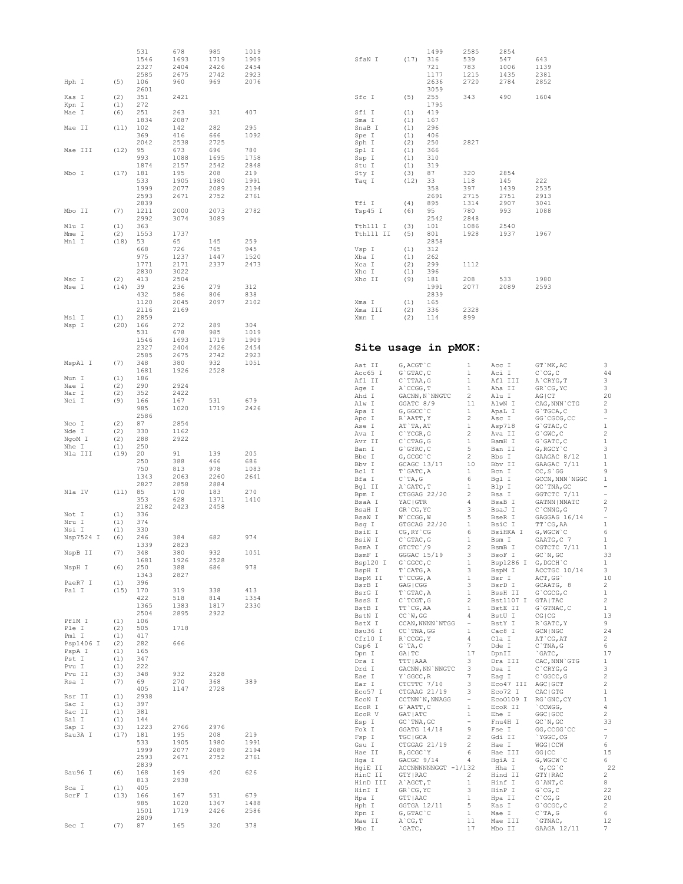| Enzyme | Sites | Positions | | | |
|---|---|---|---|---|---|
| | | 531 | 678 | 985 | 1019 |
| | | 1546 | 1693 | 1719 | 1909 |
| | | 2327 | 2404 | 2426 | 2454 |
| | | 2585 | 2675 | 2742 | 2923 |
| Hph I | (5) | 106 | 960 | 969 | 2076 |
| | | 2601 | | | |
| Kas I | (2) | 351 | 2421 | | |
| Kpn I | (1) | 272 | | | |
| Mae I | (6) | 251 | 263 | 321 | 407 |
| | | 1834 | 2087 | | |
| Mae II | (11) | 102 | 142 | 282 | 295 |
| | | 369 | 416 | 666 | 1092 |
| | | 2042 | 2538 | 2725 | |
| Mae III | (12) | 95 | 673 | 696 | 780 |
| | | 993 | 1088 | 1695 | 1758 |
| | | 1874 | 2157 | 2542 | 2848 |
| Mbo I | (17) | 181 | 195 | 208 | 219 |
| | | 533 | 1905 | 1980 | 1991 |
| | | 1999 | 2077 | 2089 | 2194 |
| | | 2593 | 2671 | 2752 | 2761 |
| | | 2839 | | | |
| Mbo II | (7) | 1211 | 2000 | 2073 | 2782 |
| | | 2992 | 3074 | 3089 | |
| Mlu I | (1) | 363 | | | |
| Mme I | (2) | 1553 | 1737 | | |
| Mnl I | (18) | 53 | 65 | 145 | 259 |
| | | 668 | 726 | 765 | 945 |
| | | 975 | 1237 | 1447 | 1520 |
| | | 1771 | 2171 | 2337 | 2473 |
| | | 2830 | 3022 | | |
| Msc I | (2) | 413 | 2504 | | |
| Mse I | (14) | 39 | 236 | 279 | 312 |
| | | 432 | 586 | 806 | 838 |
| | | 1120 | 2045 | 2097 | 2102 |
| | | 2116 | 2169 | | |
| Msl I | (1) | 2859 | | | |
| Msp I | (20) | 166 | 272 | 289 | 304 |
| | | 531 | 678 | 985 | 1019 |
| | | 1546 | 1693 | 1719 | 1909 |
| | | 2327 | 2404 | 2426 | 2454 |
| | | 2585 | 2675 | 2742 | 2923 |
| MspA1 I | (7) | 348 | 380 | 932 | 1051 |
| | | 1681 | 1926 | 2528 | |
| Mun I | (1) | 186 | | | |
| Nae I | (2) | 290 | 2924 | | |
| Nar I | (2) | 352 | 2422 | | |
| Nci I | (9) | 166 | 167 | 531 | 679 |
| | | 985 | 1020 | 1719 | 2426 |
| | | 2586 | | | |
| Nco I | (2) | 87 | 2854 | | |
| Nde I | (2) | 330 | 1162 | | |
| NgoM I | (2) | 288 | 2922 | | |
| Nhe I | (1) | 250 | | | |
| Nla III | (19) | 20 | 91 | 139 | 205 |
| | | 250 | 388 | 466 | 686 |
| | | 750 | 813 | 978 | 1083 |
| | | 1343 | 2063 | 2260 | 2641 |
| | | 2827 | 2858 | 2884 | |
| Nla IV | (11) | 85 | 170 | 183 | 270 |
| | | 353 | 628 | 1371 | 1410 |
| | | 2182 | 2423 | 2458 | |
| Not I | (1) | 336 | | | |
| Nru I | (1) | 374 | | | |
| Nsi I | (1) | 330 | | | |
| Nsp7524 I | (6) | 246 | 384 | 682 | 974 |
| | | 1339 | 2823 | | |
| NspB II | (7) | 348 | 380 | 932 | 1051 |
| | | 1681 | 1926 | 2528 | |
| NspH I | (6) | 250 | 388 | 686 | 978 |
| | | 1343 | 2827 | | |
| PaeR7 I | (1) | 396 | | | |
| Pal I | (15) | 170 | 319 | 338 | 413 |
| | | 422 | 518 | 814 | 1354 |
| | | 1365 | 1383 | 1817 | 2330 |
| | | 2504 | 2895 | 2922 | |
| PflM I | (1) | 106 | | | |
| Ple I | (2) | 505 | 1718 | | |
| Pml I | (1) | 417 | | | |
| Psp1406 I | (2) | 282 | 666 | | |
| PspA I | (1) | 165 | | | |
| Pst I | (1) | 347 | | | |
| Pvu I | (1) | 222 | | | |
| Pvu II | (3) | 348 | 932 | 2528 | |
| Rsa I | (7) | 69 | 270 | 368 | 389 |
| | | 405 | 1147 | 2728 | |
| Rsr II | (1) | 2938 | | | |
| Sac I | (1) | 397 | | | |
| Sac II | (1) | 381 | | | |
| Sal I | (1) | 144 | | | |
| Sap I | (3) | 1223 | 2766 | 2976 | |
| Sau3A I | (17) | 181 | 195 | 208 | 219 |
| | | 533 | 1905 | 1980 | 1991 |
| | | 1999 | 2077 | 2089 | 2194 |
| | | 2593 | 2671 | 2752 | 2761 |
| | | 2839 | | | |
| Sau96 I | (6) | 168 | 169 | 420 | 626 |
| | | 813 | 2938 | | |
| Sca I | (1) | 405 | | | |
| ScrF I | (13) | 166 | 167 | 531 | 679 |
| | | 985 | 1020 | 1367 | 1488 |
| | | 1501 | 1719 | 2426 | 2586 |
| | | 2809 | | | |
| Sec I | (7) | 87 | 165 | 320 | 378 |
| | | 1499 | 2585 | 2854 | |
| SfaN I | (17) | 316 | 539 | 547 | 643 |
| | | 721 | 783 | 1006 | 1139 |
| | | 1177 | 1215 | 1435 | 2381 |
| | | 2636 | 2720 | 2784 | 2852 |
| | | 3059 | | | |
| Sfc I | (5) | 255 | 343 | 490 | 1604 |
| | | 1795 | | | |
| Sfi I | (1) | 419 | | | |
| Sma I | (1) | 167 | | | |
| SnaB I | (1) | 296 | | | |
| Spe I | (1) | 406 | | | |
| Sph I | (2) | 250 | 2827 | | |
| Spl I | (1) | 366 | | | |
| Ssp I | (1) | 310 | | | |
| Stu I | (1) | 319 | | | |
| Sty I | (3) | 87 | 320 | 2854 | |
| Taq I | (12) | 33 | 118 | 145 | 222 |
| | | 358 | 397 | 1439 | 2535 |
| | | 2691 | 2715 | 2751 | 2913 |
| Tfi I | (4) | 895 | 1314 | 2907 | 3041 |
| Tsp45 I | (6) | 95 | 780 | 993 | 1088 |
| | | 2542 | 2848 | | |
| Tth111 I | (3) | 101 | 1086 | 2540 | |
| Tth111 II | (5) | 801 | 1928 | 1937 | 1967 |
| | | 2858 | | | |
| Vsp I | (1) | 312 | | | |
| Xba I | (1) | 262 | | | |
| Xca I | (2) | 299 | 1112 | | |
| Xho I | (1) | 396 | | | |
| Xho II | (9) | 181 | 208 | 533 | 1980 |
| | | 1991 | 2077 | 2089 | 2593 |
| | | 2839 | | | |
| Xma I | (1) | 165 | | | |
| Xma III | (2) | 336 | 2328 | | |
| Xmn I | (2) | 114 | 899 | | |

## Site usage in pMOK:

| Enzyme | Site | Count | Enzyme | Site | Count |
|---|---|---|---|---|---|
| Aat II | G,ACGT`C | 1 | Acc I | GT`MK,AC | 3 |
| Acc65 I | G`GTAC,C | 1 | Aci I | C`CG,C | 44 |
| Afl II | C`TTAA,G | 1 | Afl III | A`CRYG,T | 3 |
| Age I | A`CCGG,T | 1 | Aha II | GR`CG,YC | 3 |
| Ahd I | GACNN,N`NNGTC | 2 | Alu I | AG\|CT | 20 |
| Alw I | GGATC 8/9 | 11 | AlwN I | CAG,NNN`CTG | 2 |
| Apa I | G,GGCC`C | 1 | ApaL I | G`TGCA,C | 3 |
| Apo I | R`AATT,Y | 2 | Asc I | GG`CGCG,CC | - |
| Ase I | AT`TA,AT | 1 | Asp718 | G`GTAC,C | 1 |
| Ava I | C`YCGR,G | 2 | Ava II | G`GWC,C | 2 |
| Avr II | C`CTAG,G | 1 | BamH I | G`GATC,C | 1 |
| Ban I | G`GYRC,C | 5 | Ban II | G,RGCY`C | 3 |
| Bbe I | G,GCGC`C | 2 | Bbs I | GAAGAC 8/12 | 1 |
| Bbv I | GCAGC 13/17 | 10 | Bbv II | GAAGAC 7/11 | 1 |
| Bcl I | T`GATC,A | 1 | Bcn I | CC,S`GG | 9 |
| Bfa I | C`TA,G | 6 | Bgl I | GCCN,NNN`NGGC | 1 |
| Bgl II | A`GATC,T | 1 | Blp I | GC`TNA,GC | - |
| Bpm I | CTGGAG 22/20 | 2 | Bsa I | GGTCTC 7/11 | - |
| BsaA I | YAC\|GTR | 4 | BsaB I | GATNN\|NNATC | 2 |
| BsaH I | GR`CG,YC | 3 | BsaJ I | C`CNNG,G | 7 |
| BsaW I | W`CCGG,W | 5 | BseR I | GAGGAG 16/14 | - |
| Bsg I | GTGCAG 22/20 | 1 | BsiC I | TT`CG,AA | 1 |
| BsiE I | CG,RY`CG | 6 | BsiHKA I | G,WGCW`C | 6 |
| BsiW I | C`GTAC,G | 1 | Bsm I | GAATG,C 7 | 1 |
| BsmA I | GTCTC`/9 | 2 | BsmB I | CGTCTC 7/11 | 1 |
| BsmF I | GGGAC 15/19 | 3 | BsoF I | GC`N,GC | 33 |
| Bsp120 I | G`GGCC,C | 1 | Bsp1286 I | G,DGCH`C | 1 |
| BspH I | T`CATG,A | 3 | BspM I | ACCTGC 10/14 | 3 |
| BspM II | T`CCGG,A | 1 | Bsr I | ACT,GG` | 10 |
| BsrB I | GAG\|CGG | 3 | BsrD I | GCAATG, 8 | 2 |
| BsrG I | T`GTAC,A | 1 | BssH II | G`CGCG,C | 1 |
| BssS I | C`TCGT,G | 2 | Bst1107 I | GTA\|TAC | 2 |
| BstB I | TT`CG,AA | 1 | BstE II | G`GTNAC,C | 1 |
| BstN I | CC`W,GG | 4 | BstU I | CG\|CG | 13 |
| BstX I | CCAN,NNNN`NTGG | - | BstY I | R`GATC,Y | 9 |
| Bsu36 I | CC`TNA,GG | 1 | Cac8 I | GCN\|NGC | 24 |
| Cfr10 I | R`CCGG,Y | 4 | Cla I | AT`CG,AT | 2 |
| Csp6 I | G`TA,C | 7 | Dde I | C`TNA,G | 6 |
| Dpn I | GA\|TC | 17 | DpnII | `GATC, | 17 |
| Dra I | TTT\|AAA | 3 | Dra III | CAC,NNN`GTG | 1 |
| Drd I | GACNN,NN`NNGTC | 3 | Dsa I | C`CRYG,G | 3 |
| Eae I | Y`GGCC,R | 7 | Eag I | C`GGCC,G | 2 |
| Ear I | CTCTTC 7/10 | 3 | Eco47 III | AGC\|GCT | 2 |
| Eco57 I | CTGAAG 21/19 | 3 | Eco72 I | CAC\|GTG | 1 |
| EcoN I | CCTNN`N,NNAGG | - | Eco0109 I | RG`GNC,CY | 1 |
| EcoR I | G`AATT,C | 1 | EcoR II | `CCWGG, | 4 |
| EcoR V | GAT\|ATC | 1 | Ehe I | GGC\|GCC | 2 |
| Esp I | GC`TNA,GC | - | Fnu4H I | GC`N,GC | 33 |
| Fok I | GGATG 14/18 | 9 | Fse I | GG,CCGG`CC | - |
| Fsp I | TGC\|GCA | 2 | Gdi II | `YGGC,CG | 7 |
| Gsu I | CTGGAG 21/19 | 2 | Hae I | WGG\|CCW | 6 |
| Hae II | R,GCGC`Y | 6 | Hae III | GG\|CC | 15 |
| Hga I | GACGC 9/14 | 4 | HgiA I | G,WGCW`C | 6 |
| HgiE II | ACCNNNNNNGGT -1/132 | | Hha I | G,CG`C | 22 |
| HinC II | GTY\|RAC | 2 | Hind II | GTY\|RAC | 2 |
| HinD III | A`AGCT,T | 1 | Hinf I | G`ANT,C | 8 |
| HinI I | GR`CG,YC | 3 | HinP I | G`CG,C | 22 |
| Hpa I | GTT\|AAC | 1 | Hpa II | C`CG,G | 20 |
| Hph I | GGTGA 12/11 | 5 | Kas I | G`GCGC,C | 2 |
| Kpn I | G,GTAC`C | 1 | Mae I | C`TA,G | 6 |
| Mae II | A`CG,T | 11 | Mae III | `GTNAC, | 12 |
| Mbo I | `GATC, | 17 | Mbo II | GAAGA 12/11 | 7 |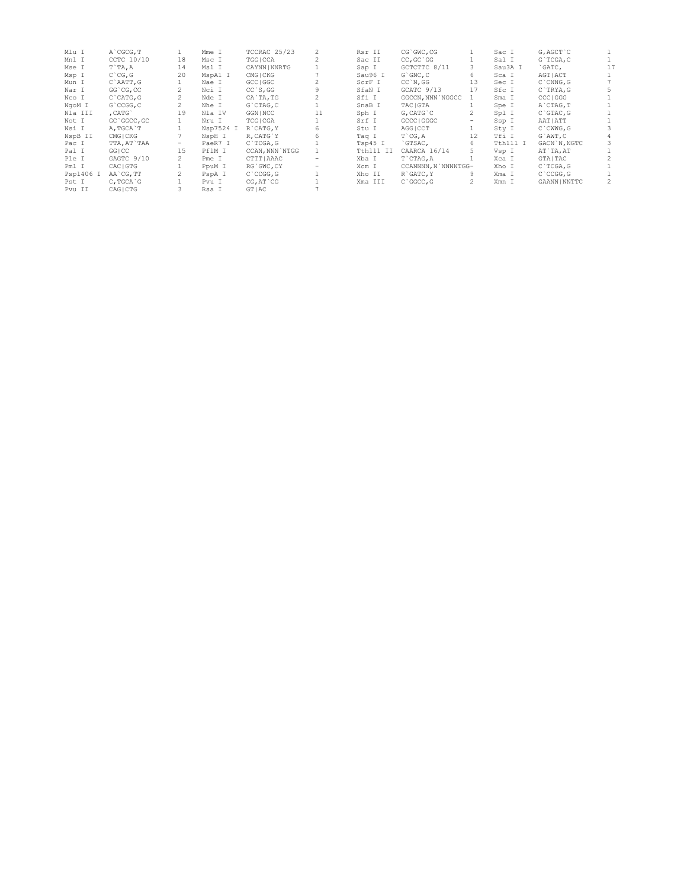| | | | | | | | | | | | |
|---|---|---|---|---|---|---|---|---|---|---|---|
| Mlu I | A`CGCG,T | 1 | Mme I | TCCRAC 25/23 | 2 | Rsr II | CG`GWC,CG | 1 | Sac I | G,AGCT`C | 1 |
| Mnl I | CCTC 10/10 | 18 | Msc I | TGG\|CCA | 2 | Sac II | CC,GC`GG | 1 | Sal I | G`TCGA,C | 1 |
| Mse I | T`TA,A | 14 | Msl I | CAYNN\|NNRTG | 1 | Sap I | GCTCTTC 8/11 | 3 | Sau3A I | `GATC, | 17 |
| Msp I | C`CG,G | 20 | MspA1 I | CMG\|CKG | 7 | Sau96 I | G`GNC,C | 6 | Sca I | AGT\|ACT | 1 |
| Mun I | C`AATT,G | 1 | Nae I | GCC\|GGC | 2 | ScrF I | CC`N,GG | 13 | Sec I | C`CNNG,G | 7 |
| Nar I | GG`CG,CC | 2 | Nci I | CC`S,GG | 9 | SfaN I | GCATC 9/13 | 17 | Sfc I | C`TRYA,G | 5 |
| Nco I | C`CATG,G | 2 | Nde I | CA`TA,TG | 2 | Sfi I | GGCCN,NNN`NGGCC | 1 | Sma I | CCC\|GGG | 1 |
| NgoM I | G`CCGG,C | 2 | Nhe I | G`CTAG,C | 1 | SnaB I | TAC\|GTA | 1 | Spe I | A`CTAG,T | 1 |
| Nla III | ,CATG` | 19 | Nla IV | GGN\|NCC | 11 | Sph I | G,CATG`C | 2 | Spl I | C`GTAC,G | 1 |
| Not I | GC`GGCC,GC | 1 | Nru I | TCG\|CGA | 1 | Srf I | GCCC\|GGGC | - | Ssp I | AAT\|ATT | 1 |
| Nsi I | A,TGCA`T | 1 | Nsp7524 I | R`CATG,Y | 6 | Stu I | AGG\|CCT | 1 | Sty I | C`CWWG,G | 3 |
| NspB II | CMG\|CKG | 7 | NspH I | R,CATG`Y | 6 | Taq I | T`CG,A | 12 | Tfi I | G`AWT,C | 4 |
| Pac I | TTA,AT`TAA | - | PaeR7 I | C`TCGA,G | 1 | Tsp45 I | `GTSAC, | 6 | Tth111 I | GACN`N,NGTC | 3 |
| Pal I | GG\|CC | 15 | PflM I | CCAN,NNN`NTGG | 1 | Tth111 II | CAARCA 16/14 | 5 | Vsp I | AT`TA,AT | 1 |
| Ple I | GAGTC 9/10 | 2 | Pme I | CTTT\|AAAC | - | Xba I | T`CTAG,A | 1 | Xca I | GTA\|TAC | 2 |
| Pml I | CAC\|GTG | 1 | PpuM I | RG`GWC,CY | - | Xcm I | CCANNNN,N`NNNNTGG- | | Xho I | C`TCGA,G | 1 |
| Psp1406 I | AA`CG,TT | 2 | PspA I | C`CCGG,G | 1 | Xho II | R`GATC,Y | 9 | Xma I | C`CCGG,G | 1 |
| Pst I | C,TGCA`G | 1 | Pvu I | CG,AT`CG | 1 | Xma III | C`GGCC,G | 2 | Xmn I | GAANN\|NNTTC | 2 |
| Pvu II | CAG\|CTG | 3 | Rsa I | GT\|AC | 7 | | | | | | |